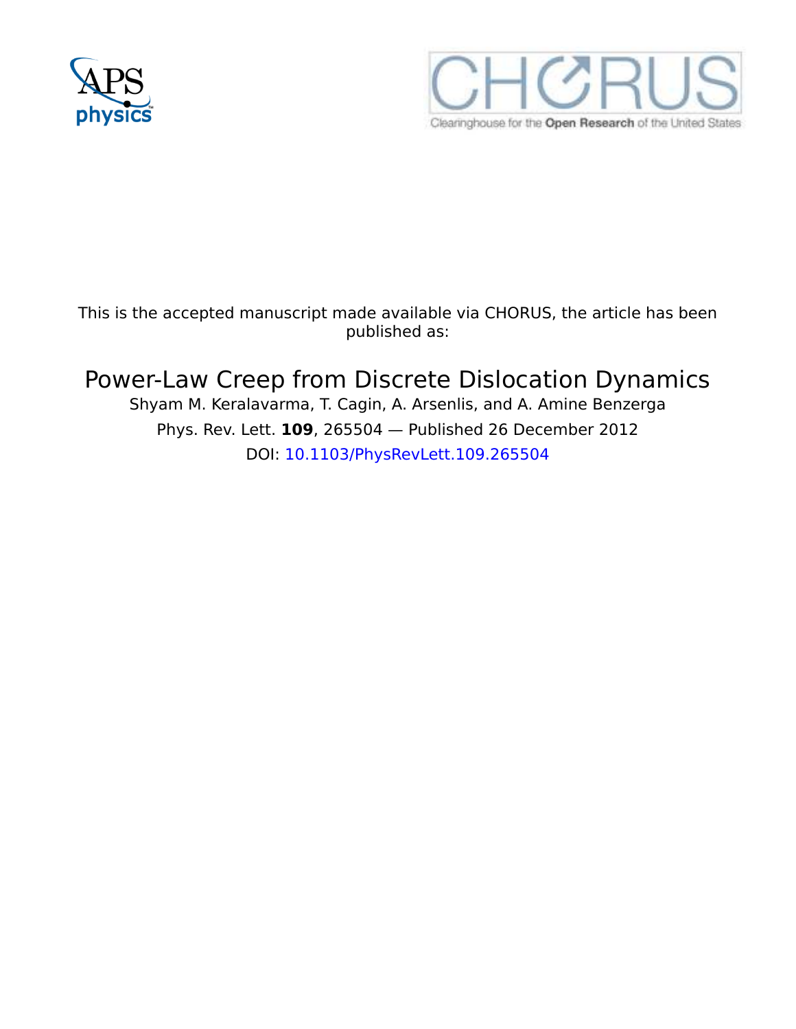This is the accepted manuscript made available via CHORUS, the article has been published as:

# Power-Law Creep from Discrete Dislocation Dynamics

Shyam M. Keralavarma, T. Cagin, A. Arsenlis, and A. Amine Benzerga

Phys. Rev. Lett. **109**, 265504 — Published 26 December 2012

DOI: 10.1103/PhysRevLett.109.265504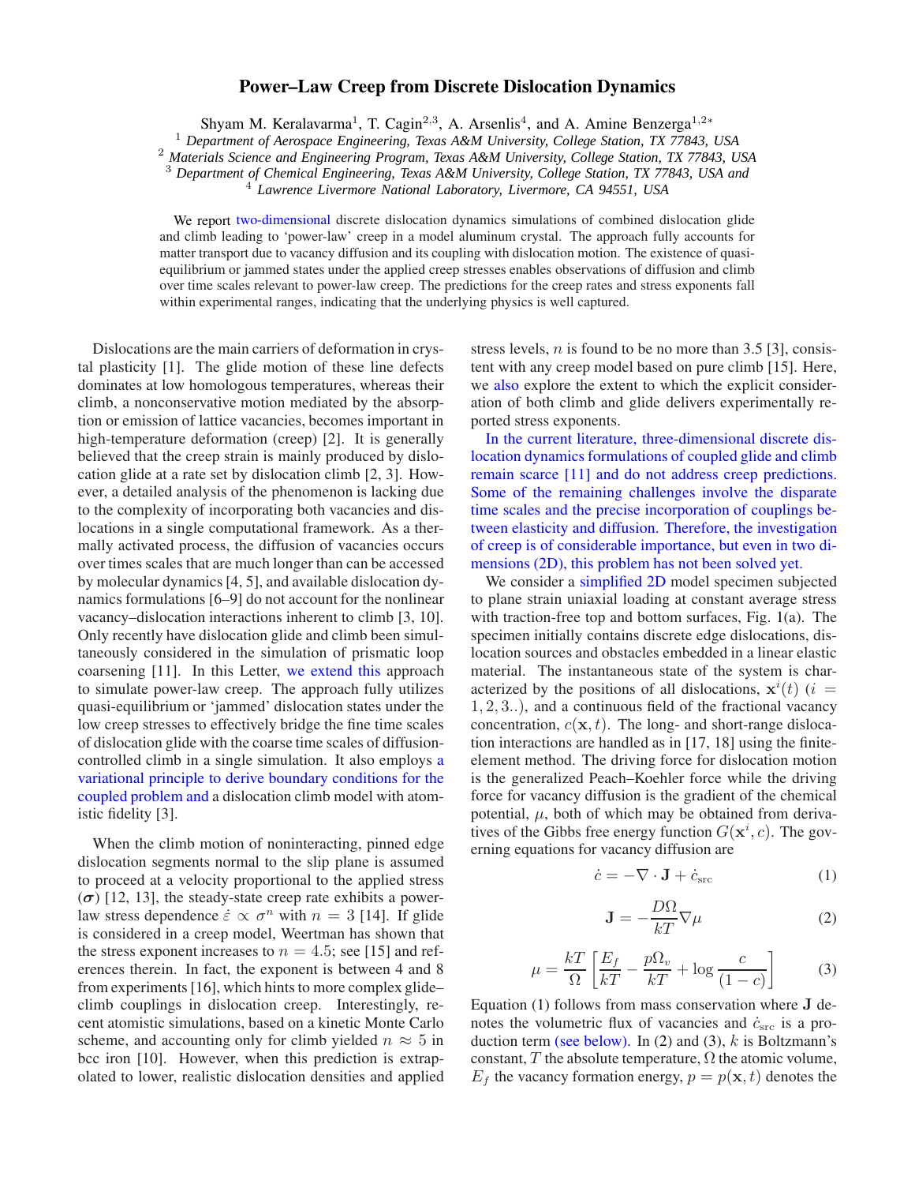# Power–Law Creep from Discrete Dislocation Dynamics

Shyam M. Keralavarma[1], T. Cagin[2,3], A. Arsenlis[4], and A. Amine Benzerga[1,2*]

[1] *Department of Aerospace Engineering, Texas A&M University, College Station, TX 77843, USA*
[2] *Materials Science and Engineering Program, Texas A&M University, College Station, TX 77843, USA*
[3] *Department of Chemical Engineering, Texas A&M University, College Station, TX 77843, USA and*
[4] *Lawrence Livermore National Laboratory, Livermore, CA 94551, USA*

We report two-dimensional discrete dislocation dynamics simulations of combined dislocation glide and climb leading to 'power-law' creep in a model aluminum crystal. The approach fully accounts for matter transport due to vacancy diffusion and its coupling with dislocation motion. The existence of quasi-equilibrium or jammed states under the applied creep stresses enables observations of diffusion and climb over time scales relevant to power-law creep. The predictions for the creep rates and stress exponents fall within experimental ranges, indicating that the underlying physics is well captured.

Dislocations are the main carriers of deformation in crystal plasticity [1]. The glide motion of these line defects dominates at low homologous temperatures, whereas their climb, a nonconservative motion mediated by the absorption or emission of lattice vacancies, becomes important in high-temperature deformation (creep) [2]. It is generally believed that the creep strain is mainly produced by dislocation glide at a rate set by dislocation climb [2, 3]. However, a detailed analysis of the phenomenon is lacking due to the complexity of incorporating both vacancies and dislocations in a single computational framework. As a thermally activated process, the diffusion of vacancies occurs over times scales that are much longer than can be accessed by molecular dynamics [4, 5], and available dislocation dynamics formulations [6–9] do not account for the nonlinear vacancy–dislocation interactions inherent to climb [3, 10]. Only recently have dislocation glide and climb been simultaneously considered in the simulation of prismatic loop coarsening [11]. In this Letter, we extend this approach to simulate power-law creep. The approach fully utilizes quasi-equilibrium or 'jammed' dislocation states under the low creep stresses to effectively bridge the fine time scales of dislocation glide with the coarse time scales of diffusion-controlled climb in a single simulation. It also employs a variational principle to derive boundary conditions for the coupled problem and a dislocation climb model with atomistic fidelity [3].

When the climb motion of noninteracting, pinned edge dislocation segments normal to the slip plane is assumed to proceed at a velocity proportional to the applied stress ($\boldsymbol{\sigma}$) [12, 13], the steady-state creep rate exhibits a power-law stress dependence $\dot{\varepsilon} \propto \sigma^n$ with $n = 3$ [14]. If glide is considered in a creep model, Weertman has shown that the stress exponent increases to $n = 4.5$; see [15] and references therein. In fact, the exponent is between 4 and 8 from experiments [16], which hints to more complex glide–climb couplings in dislocation creep. Interestingly, recent atomistic simulations, based on a kinetic Monte Carlo scheme, and accounting only for climb yielded $n \approx 5$ in bcc iron [10]. However, when this prediction is extrapolated to lower, realistic dislocation densities and applied stress levels, $n$ is found to be no more than 3.5 [3], consistent with any creep model based on pure climb [15]. Here, we also explore the extent to which the explicit consideration of both climb and glide delivers experimentally reported stress exponents.

In the current literature, three-dimensional discrete dislocation dynamics formulations of coupled glide and climb remain scarce [11] and do not address creep predictions. Some of the remaining challenges involve the disparate time scales and the precise incorporation of couplings between elasticity and diffusion. Therefore, the investigation of creep is of considerable importance, but even in two dimensions (2D), this problem has not been solved yet.

We consider a simplified 2D model specimen subjected to plane strain uniaxial loading at constant average stress with traction-free top and bottom surfaces, Fig. 1(a). The specimen initially contains discrete edge dislocations, dislocation sources and obstacles embedded in a linear elastic material. The instantaneous state of the system is characterized by the positions of all dislocations, $\mathbf{x}^i(t)$ $(i = 1, 2, 3..)$, and a continuous field of the fractional vacancy concentration, $c(\mathbf{x}, t)$. The long- and short-range dislocation interactions are handled as in [17, 18] using the finite-element method. The driving force for dislocation motion is the generalized Peach–Koehler force while the driving force for vacancy diffusion is the gradient of the chemical potential, $\mu$, both of which may be obtained from derivatives of the Gibbs free energy function $G(\mathbf{x}^i, c)$. The governing equations for vacancy diffusion are

$$\dot{c} = -\nabla \cdot \mathbf{J} + \dot{c}_{\text{src}} \tag{1}$$

$$\mathbf{J} = -\frac{D\Omega}{kT}\nabla\mu \tag{2}$$

$$\mu = \frac{kT}{\Omega}\left[\frac{E_f}{kT} - \frac{p\Omega_v}{kT} + \log\frac{c}{(1-c)}\right] \tag{3}$$

Equation (1) follows from mass conservation where $\mathbf{J}$ denotes the volumetric flux of vacancies and $\dot{c}_{\text{src}}$ is a production term (see below). In (2) and (3), $k$ is Boltzmann's constant, $T$ the absolute temperature, $\Omega$ the atomic volume, $E_f$ the vacancy formation energy, $p = p(\mathbf{x}, t)$ denotes the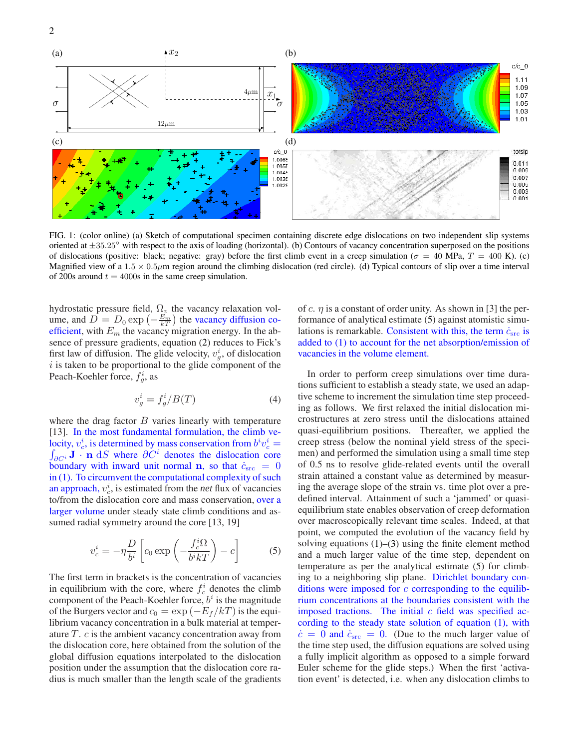FIG. 1: (color online) (a) Sketch of computational specimen containing discrete edge dislocations on two independent slip systems oriented at $\pm 35.25°$ with respect to the axis of loading (horizontal). (b) Contours of vacancy concentration superposed on the positions of dislocations (positive: black; negative: gray) before the first climb event in a creep simulation ($\sigma = 40$ MPa, $T = 400$ K). (c) Magnified view of a $1.5 \times 0.5\mu$m region around the climbing dislocation (red circle). (d) Typical contours of slip over a time interval of 200s around $t = 4000$s in the same creep simulation.

hydrostatic pressure field, $\Omega_v$ the vacancy relaxation volume, and $D = D_0 \exp\left(-\frac{E_m}{kT}\right)$ the vacancy diffusion coefficient, with $E_m$ the vacancy migration energy. In the absence of pressure gradients, equation (2) reduces to Fick's first law of diffusion. The glide velocity, $v_g^i$, of dislocation $i$ is taken to be proportional to the glide component of the Peach-Koehler force, $f_g^i$, as

$$v_g^i = f_g^i / B(T) \tag{4}$$

where the drag factor $B$ varies linearly with temperature [13]. In the most fundamental formulation, the climb velocity, $v_c^i$, is determined by mass conservation from $b^i v_c^i = \int_{\partial C^i} \mathbf{J} \cdot \mathbf{n} \, \mathrm{d}S$ where $\partial C^i$ denotes the dislocation core boundary with inward unit normal $\mathbf{n}$, so that $\dot{c}_{\rm src} = 0$ in (1). To circumvent the computational complexity of such an approach, $v_c^i$, is estimated from the *net* flux of vacancies to/from the dislocation core and mass conservation, over a larger volume under steady state climb conditions and assumed radial symmetry around the core [13, 19]

$$v_c^i = -\eta \frac{D}{b^i} \left[ c_0 \exp\left( -\frac{f_c^i \Omega}{b^i kT} \right) - c \right] \tag{5}$$

The first term in brackets is the concentration of vacancies in equilibrium with the core, where $f_c^i$ denotes the climb component of the Peach-Koehler force, $b^i$ is the magnitude of the Burgers vector and $c_0 = \exp\left(-E_f/kT\right)$ is the equilibrium vacancy concentration in a bulk material at temperature $T$. $c$ is the ambient vacancy concentration away from the dislocation core, here obtained from the solution of the global diffusion equations interpolated to the dislocation position under the assumption that the dislocation core radius is much smaller than the length scale of the gradients of $c$. $\eta$ is a constant of order unity. As shown in [3] the performance of analytical estimate (5) against atomistic simulations is remarkable. Consistent with this, the term $\dot{c}_{\rm src}$ is added to (1) to account for the net absorption/emission of vacancies in the volume element.

In order to perform creep simulations over time durations sufficient to establish a steady state, we used an adaptive scheme to increment the simulation time step proceeding as follows. We first relaxed the initial dislocation microstructures at zero stress until the dislocations attained quasi-equilibrium positions. Thereafter, we applied the creep stress (below the nominal yield stress of the specimen) and performed the simulation using a small time step of 0.5 ns to resolve glide-related events until the overall strain attained a constant value as determined by measuring the average slope of the strain vs. time plot over a predefined interval. Attainment of such a 'jammed' or quasi-equilibrium state enables observation of creep deformation over macroscopically relevant time scales. Indeed, at that point, we computed the evolution of the vacancy field by solving equations (1)–(3) using the finite element method and a much larger value of the time step, dependent on temperature as per the analytical estimate (5) for climbing to a neighboring slip plane. Dirichlet boundary conditions were imposed for $c$ corresponding to the equilibrium concentrations at the boundaries consistent with the imposed tractions. The initial $c$ field was specified according to the steady state solution of equation (1), with $\dot{c} = 0$ and $\dot{c}_{\rm src} = 0$. (Due to the much larger value of the time step used, the diffusion equations are solved using a fully implicit algorithm as opposed to a simple forward Euler scheme for the glide steps.) When the first 'activation event' is detected, i.e. when any dislocation climbs to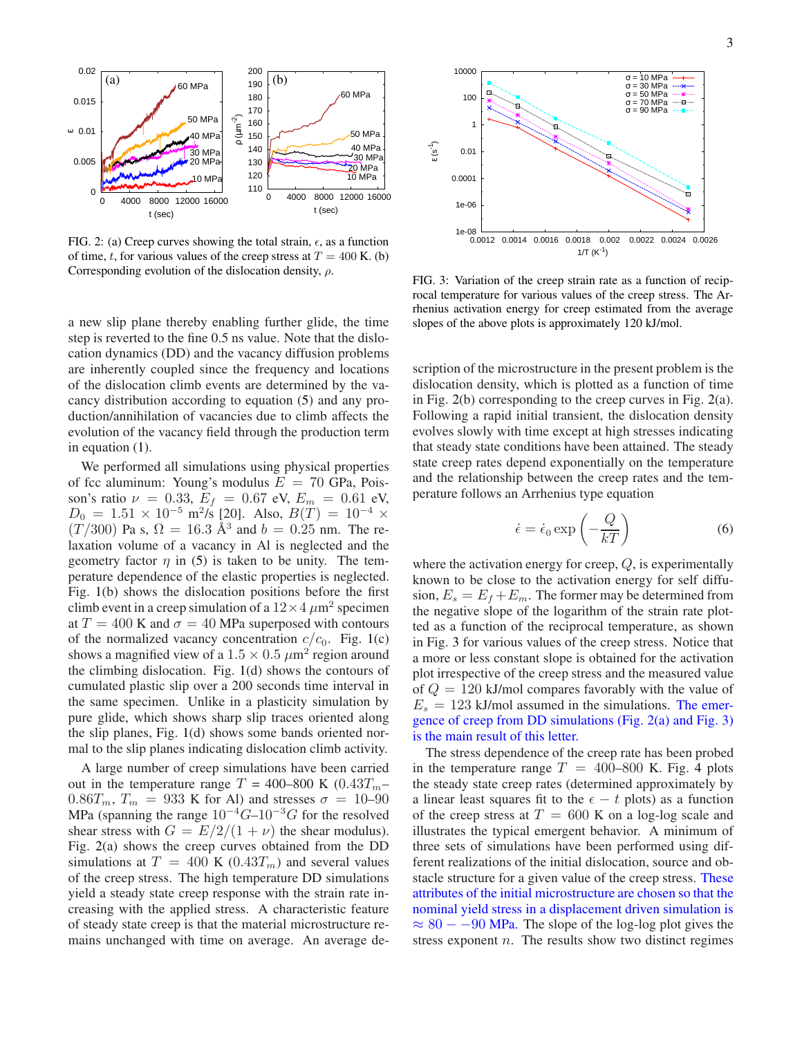FIG. 2: (a) Creep curves showing the total strain, $\epsilon$, as a function of time, $t$, for various values of the creep stress at $T = 400$ K. (b) Corresponding evolution of the dislocation density, $\rho$.

FIG. 3: Variation of the creep strain rate as a function of reciprocal temperature for various values of the creep stress. The Arrhenius activation energy for creep estimated from the average slopes of the above plots is approximately 120 kJ/mol.

a new slip plane thereby enabling further glide, the time step is reverted to the fine 0.5 ns value. Note that the dislocation dynamics (DD) and the vacancy diffusion problems are inherently coupled since the frequency and locations of the dislocation climb events are determined by the vacancy distribution according to equation (5) and any production/annihilation of vacancies due to climb affects the evolution of the vacancy field through the production term in equation (1).

We performed all simulations using physical properties of fcc aluminum: Young's modulus $E = 70$ GPa, Poisson's ratio $\nu = 0.33$, $E_f = 0.67$ eV, $E_m = 0.61$ eV, $D_0 = 1.51 \times 10^{-5}$ m$^2$/s [20]. Also, $B(T) = 10^{-4} \times (T/300)$ Pa s, $\Omega = 16.3$ Å$^3$ and $b = 0.25$ nm. The relaxation volume of a vacancy in Al is neglected and the geometry factor $\eta$ in (5) is taken to be unity. The temperature dependence of the elastic properties is neglected. Fig. 1(b) shows the dislocation positions before the first climb event in a creep simulation of a $12 \times 4$ $\mu$m$^2$ specimen at $T = 400$ K and $\sigma = 40$ MPa superposed with contours of the normalized vacancy concentration $c/c_0$. Fig. 1(c) shows a magnified view of a $1.5 \times 0.5$ $\mu$m$^2$ region around the climbing dislocation. Fig. 1(d) shows the contours of cumulated plastic slip over a 200 seconds time interval in the same specimen. Unlike in a plasticity simulation by pure glide, which shows sharp slip traces oriented along the slip planes, Fig. 1(d) shows some bands oriented normal to the slip planes indicating dislocation climb activity.

A large number of creep simulations have been carried out in the temperature range $T$ = 400–800 K ($0.43T_m$–$0.86T_m$, $T_m = 933$ K for Al) and stresses $\sigma$ = 10–90 MPa (spanning the range $10^{-4}G$–$10^{-3}G$ for the resolved shear stress with $G = E/2/(1 + \nu)$ the shear modulus). Fig. 2(a) shows the creep curves obtained from the DD simulations at $T = 400$ K ($0.43T_m$) and several values of the creep stress. The high temperature DD simulations yield a steady state creep response with the strain rate increasing with the applied stress. A characteristic feature of steady state creep is that the material microstructure remains unchanged with time on average. An average description of the microstructure in the present problem is the dislocation density, which is plotted as a function of time in Fig. 2(b) corresponding to the creep curves in Fig. 2(a). Following a rapid initial transient, the dislocation density evolves slowly with time except at high stresses indicating that steady state conditions have been attained. The steady state creep rates depend exponentially on the temperature and the relationship between the creep rates and the temperature follows an Arrhenius type equation

$$\dot{\epsilon} = \dot{\epsilon}_0 \exp\left(-\frac{Q}{kT}\right) \qquad (6)$$

where the activation energy for creep, $Q$, is experimentally known to be close to the activation energy for self diffusion, $E_s = E_f + E_m$. The former may be determined from the negative slope of the logarithm of the strain rate plotted as a function of the reciprocal temperature, as shown in Fig. 3 for various values of the creep stress. Notice that a more or less constant slope is obtained for the activation plot irrespective of the creep stress and the measured value of $Q = 120$ kJ/mol compares favorably with the value of $E_s = 123$ kJ/mol assumed in the simulations. The emergence of creep from DD simulations (Fig. 2(a) and Fig. 3) is the main result of this letter.

The stress dependence of the creep rate has been probed in the temperature range $T$ = 400–800 K. Fig. 4 plots the steady state creep rates (determined approximately by a linear least squares fit to the $\epsilon - t$ plots) as a function of the creep stress at $T = 600$ K on a log-log scale and illustrates the typical emergent behavior. A minimum of three sets of simulations have been performed using different realizations of the initial dislocation, source and obstacle structure for a given value of the creep stress. These attributes of the initial microstructure are chosen so that the nominal yield stress in a displacement driven simulation is $\approx 80 - -90$ MPa. The slope of the log-log plot gives the stress exponent $n$. The results show two distinct regimes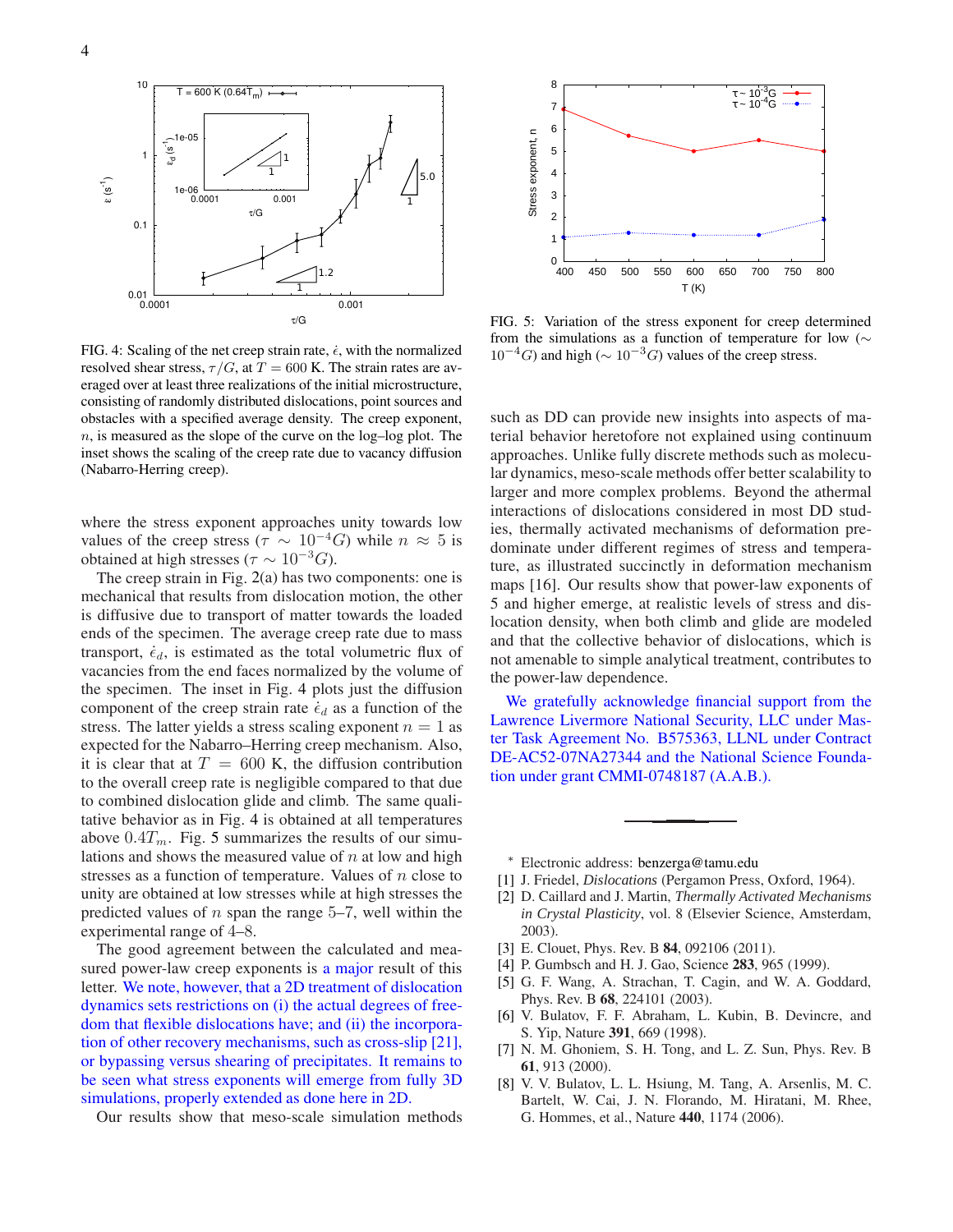FIG. 4: Scaling of the net creep strain rate, $\dot{\epsilon}$, with the normalized resolved shear stress, $\tau/G$, at $T = 600$ K. The strain rates are averaged over at least three realizations of the initial microstructure, consisting of randomly distributed dislocations, point sources and obstacles with a specified average density. The creep exponent, $n$, is measured as the slope of the curve on the log–log plot. The inset shows the scaling of the creep rate due to vacancy diffusion (Nabarro-Herring creep).

FIG. 5: Variation of the stress exponent for creep determined from the simulations as a function of temperature for low ($\sim 10^{-4}G$) and high ($\sim 10^{-3}G$) values of the creep stress.

where the stress exponent approaches unity towards low values of the creep stress ($\tau \sim 10^{-4}G$) while $n \approx 5$ is obtained at high stresses ($\tau \sim 10^{-3}G$).

The creep strain in Fig. 2(a) has two components: one is mechanical that results from dislocation motion, the other is diffusive due to transport of matter towards the loaded ends of the specimen. The average creep rate due to mass transport, $\dot{\epsilon}_d$, is estimated as the total volumetric flux of vacancies from the end faces normalized by the volume of the specimen. The inset in Fig. 4 plots just the diffusion component of the creep strain rate $\dot{\epsilon}_d$ as a function of the stress. The latter yields a stress scaling exponent $n = 1$ as expected for the Nabarro–Herring creep mechanism. Also, it is clear that at $T = 600$ K, the diffusion contribution to the overall creep rate is negligible compared to that due to combined dislocation glide and climb. The same qualitative behavior as in Fig. 4 is obtained at all temperatures above $0.4T_m$. Fig. 5 summarizes the results of our simulations and shows the measured value of $n$ at low and high stresses as a function of temperature. Values of $n$ close to unity are obtained at low stresses while at high stresses the predicted values of $n$ span the range 5–7, well within the experimental range of 4–8.

The good agreement between the calculated and measured power-law creep exponents is a major result of this letter. We note, however, that a 2D treatment of dislocation dynamics sets restrictions on (i) the actual degrees of freedom that flexible dislocations have; and (ii) the incorporation of other recovery mechanisms, such as cross-slip [21], or bypassing versus shearing of precipitates. It remains to be seen what stress exponents will emerge from fully 3D simulations, properly extended as done here in 2D.

Our results show that meso-scale simulation methods such as DD can provide new insights into aspects of material behavior heretofore not explained using continuum approaches. Unlike fully discrete methods such as molecular dynamics, meso-scale methods offer better scalability to larger and more complex problems. Beyond the athermal interactions of dislocations considered in most DD studies, thermally activated mechanisms of deformation predominate under different regimes of stress and temperature, as illustrated succinctly in deformation mechanism maps [16]. Our results show that power-law exponents of 5 and higher emerge, at realistic levels of stress and dislocation density, when both climb and glide are modeled and that the collective behavior of dislocations, which is not amenable to simple analytical treatment, contributes to the power-law dependence.

We gratefully acknowledge financial support from the Lawrence Livermore National Security, LLC under Master Task Agreement No. B575363, LLNL under Contract DE-AC52-07NA27344 and the National Science Foundation under grant CMMI-0748187 (A.A.B.).

---

* Electronic address: benzerga@tamu.edu

[1] J. Friedel, *Dislocations* (Pergamon Press, Oxford, 1964).

[2] D. Caillard and J. Martin, *Thermally Activated Mechanisms in Crystal Plasticity*, vol. 8 (Elsevier Science, Amsterdam, 2003).

[3] E. Clouet, Phys. Rev. B **84**, 092106 (2011).

[4] P. Gumbsch and H. J. Gao, Science **283**, 965 (1999).

[5] G. F. Wang, A. Strachan, T. Cagin, and W. A. Goddard, Phys. Rev. B **68**, 224101 (2003).

[6] V. Bulatov, F. F. Abraham, L. Kubin, B. Devincre, and S. Yip, Nature **391**, 669 (1998).

[7] N. M. Ghoniem, S. H. Tong, and L. Z. Sun, Phys. Rev. B **61**, 913 (2000).

[8] V. V. Bulatov, L. L. Hsiung, M. Tang, A. Arsenlis, M. C. Bartelt, W. Cai, J. N. Florando, M. Hiratani, M. Rhee, G. Hommes, et al., Nature **440**, 1174 (2006).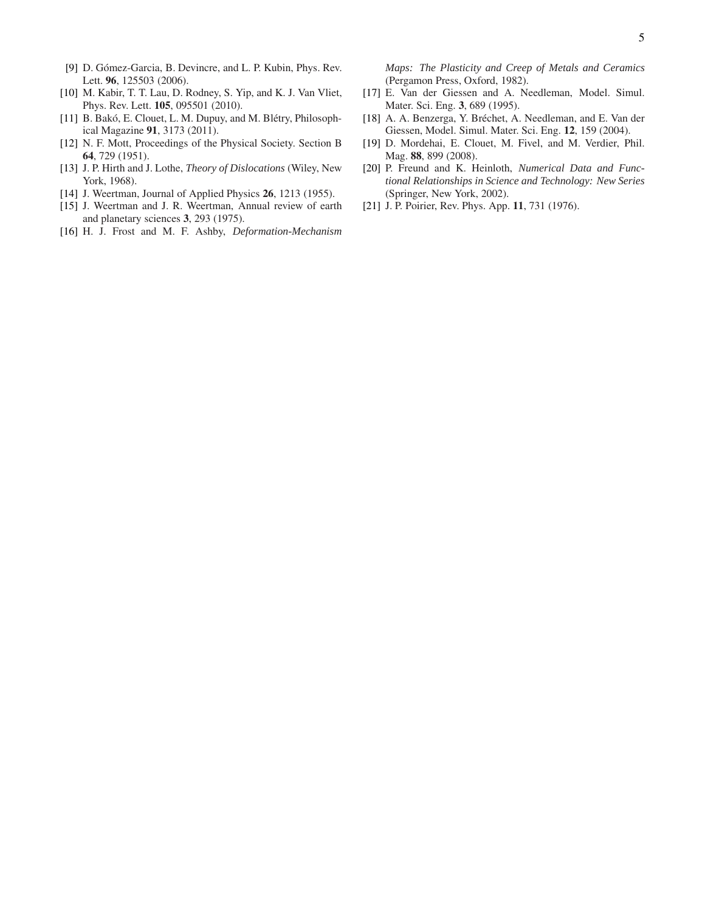[9] D. Gómez-Garcia, B. Devincre, and L. P. Kubin, Phys. Rev. Lett. **96**, 125503 (2006).

[10] M. Kabir, T. T. Lau, D. Rodney, S. Yip, and K. J. Van Vliet, Phys. Rev. Lett. **105**, 095501 (2010).

[11] B. Bakó, E. Clouet, L. M. Dupuy, and M. Blétry, Philosophical Magazine **91**, 3173 (2011).

[12] N. F. Mott, Proceedings of the Physical Society. Section B **64**, 729 (1951).

[13] J. P. Hirth and J. Lothe, *Theory of Dislocations* (Wiley, New York, 1968).

[14] J. Weertman, Journal of Applied Physics **26**, 1213 (1955).

[15] J. Weertman and J. R. Weertman, Annual review of earth and planetary sciences **3**, 293 (1975).

[16] H. J. Frost and M. F. Ashby, *Deformation-Mechanism Maps: The Plasticity and Creep of Metals and Ceramics* (Pergamon Press, Oxford, 1982).

[17] E. Van der Giessen and A. Needleman, Model. Simul. Mater. Sci. Eng. **3**, 689 (1995).

[18] A. A. Benzerga, Y. Bréchet, A. Needleman, and E. Van der Giessen, Model. Simul. Mater. Sci. Eng. **12**, 159 (2004).

[19] D. Mordehai, E. Clouet, M. Fivel, and M. Verdier, Phil. Mag. **88**, 899 (2008).

[20] P. Freund and K. Heinloth, *Numerical Data and Functional Relationships in Science and Technology: New Series* (Springer, New York, 2002).

[21] J. P. Poirier, Rev. Phys. App. **11**, 731 (1976).